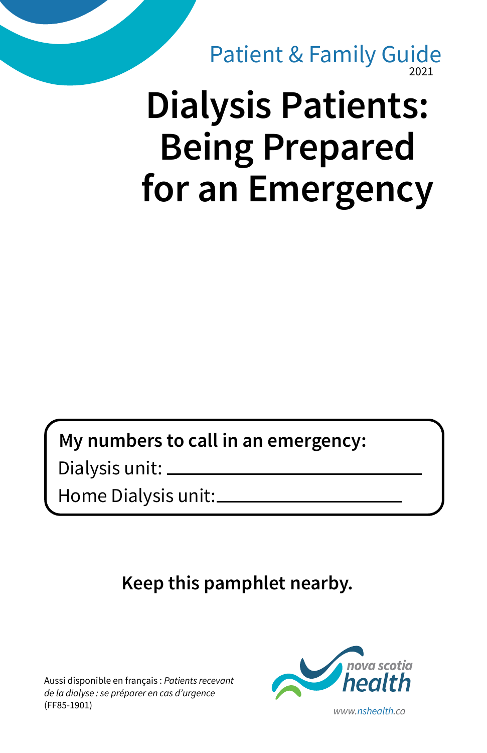Patient & Family Guide
2021

# Dialysis Patients: Being Prepared for an Emergency

**My numbers to call in an emergency:**

Dialysis unit: ______________________________

Home Dialysis unit: __________________________

**Keep this pamphlet nearby.**

Aussi disponible en français : *Patients recevant de la dialyse : se préparer en cas d'urgence* (FF85-1901)

nova scotia health

*www.nshealth.ca*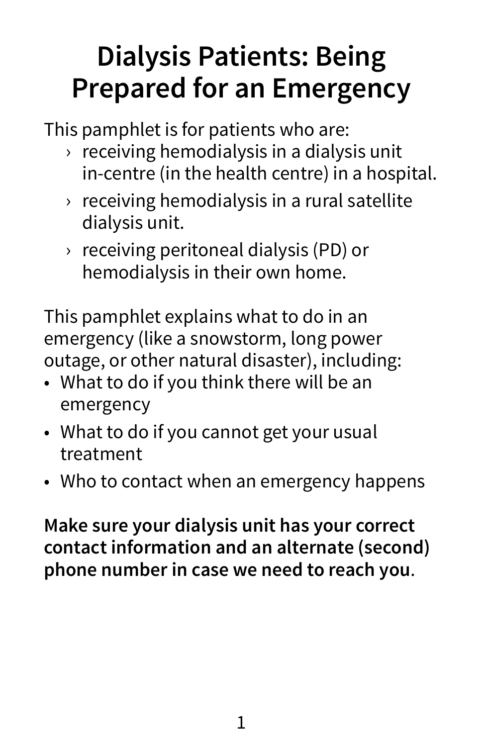# Dialysis Patients: Being Prepared for an Emergency

This pamphlet is for patients who are:

- receiving hemodialysis in a dialysis unit in-centre (in the health centre) in a hospital.
- receiving hemodialysis in a rural satellite dialysis unit.
- receiving peritoneal dialysis (PD) or hemodialysis in their own home.

This pamphlet explains what to do in an emergency (like a snowstorm, long power outage, or other natural disaster), including:

- What to do if you think there will be an emergency
- What to do if you cannot get your usual treatment
- Who to contact when an emergency happens

**Make sure your dialysis unit has your correct contact information and an alternate (second) phone number in case we need to reach you**.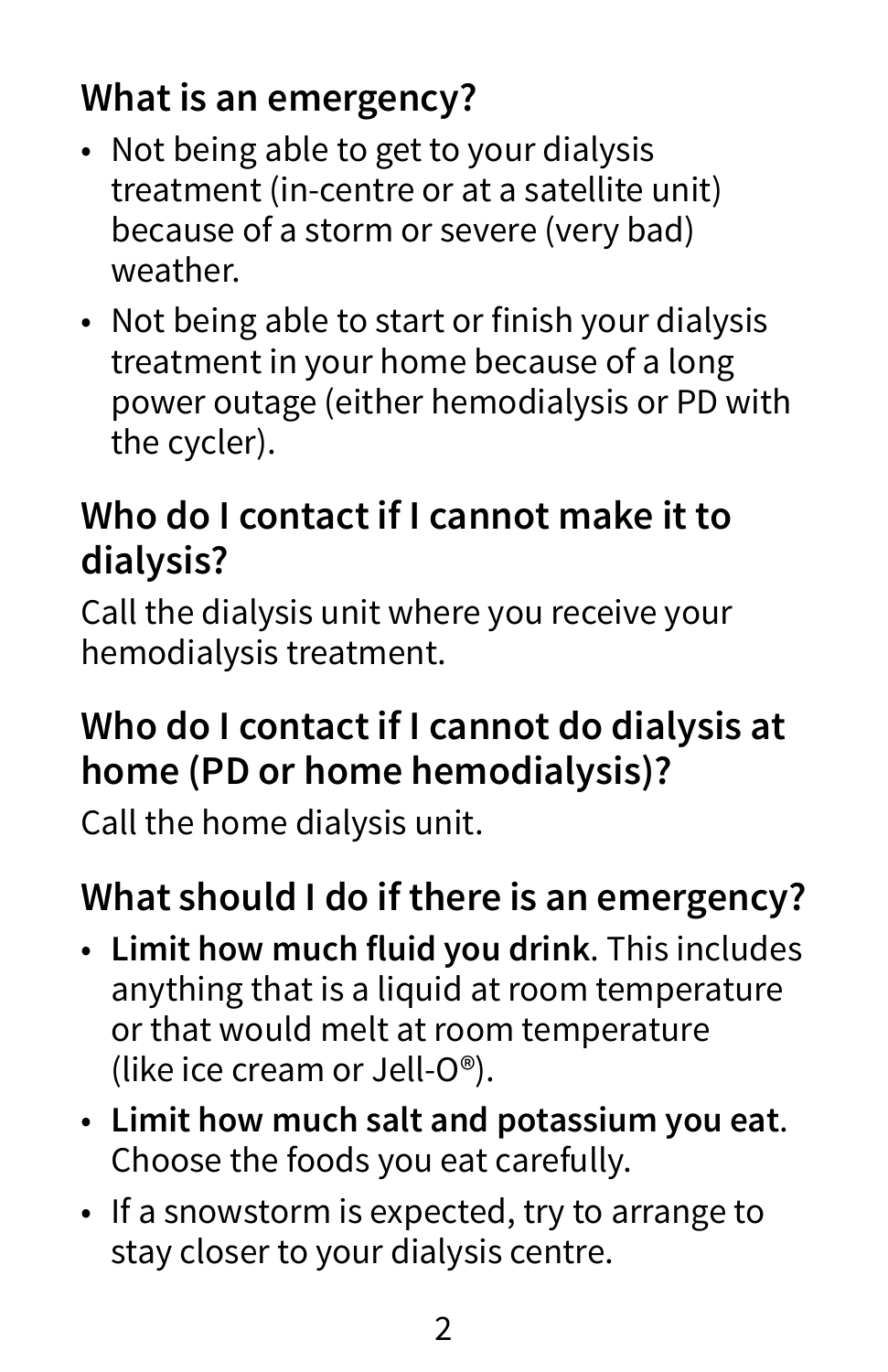## What is an emergency?

- Not being able to get to your dialysis treatment (in-centre or at a satellite unit) because of a storm or severe (very bad) weather.
- Not being able to start or finish your dialysis treatment in your home because of a long power outage (either hemodialysis or PD with the cycler).

## Who do I contact if I cannot make it to dialysis?

Call the dialysis unit where you receive your hemodialysis treatment.

## Who do I contact if I cannot do dialysis at home (PD or home hemodialysis)?

Call the home dialysis unit.

## What should I do if there is an emergency?

- **Limit how much fluid you drink**. This includes anything that is a liquid at room temperature or that would melt at room temperature (like ice cream or Jell-O®).
- **Limit how much salt and potassium you eat**. Choose the foods you eat carefully.
- If a snowstorm is expected, try to arrange to stay closer to your dialysis centre.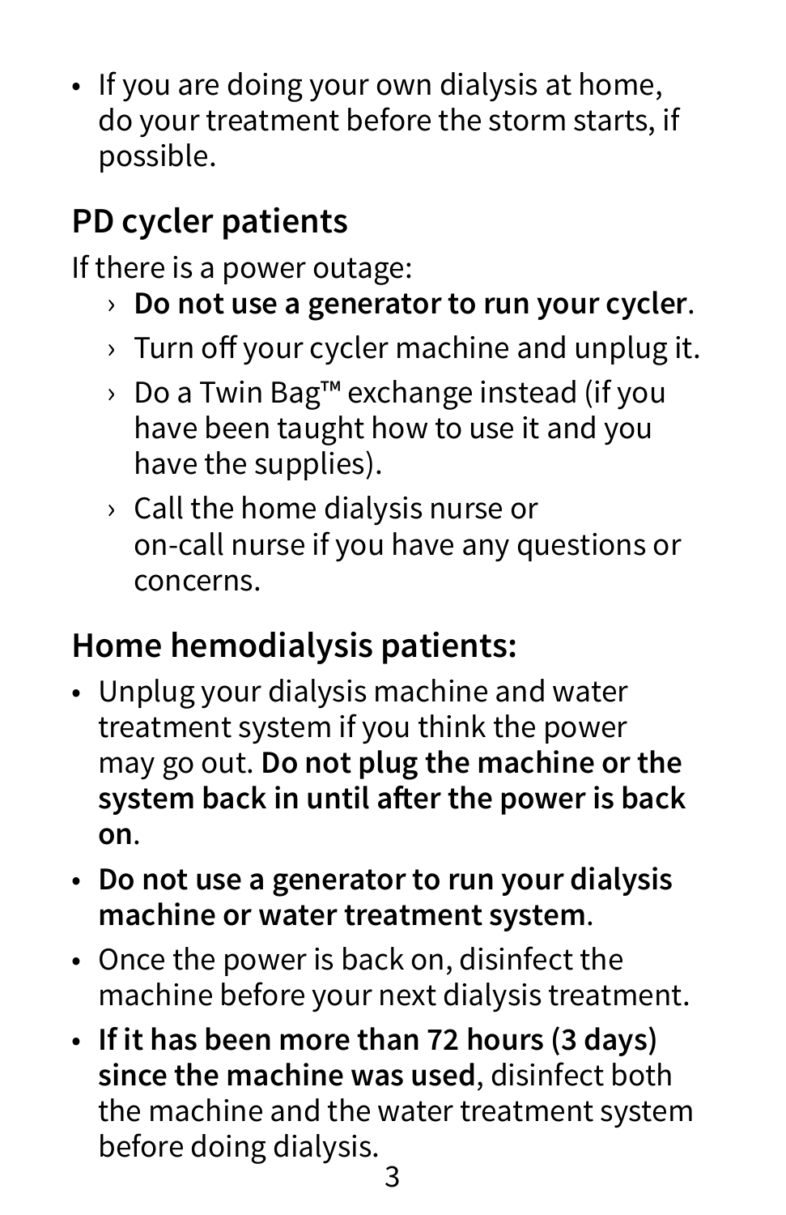- If you are doing your own dialysis at home, do your treatment before the storm starts, if possible.

## PD cycler patients

If there is a power outage:

- **Do not use a generator to run your cycler**.
- Turn off your cycler machine and unplug it.
- Do a Twin Bag™ exchange instead (if you have been taught how to use it and you have the supplies).
- Call the home dialysis nurse or on-call nurse if you have any questions or concerns.

## Home hemodialysis patients:

- Unplug your dialysis machine and water treatment system if you think the power may go out. **Do not plug the machine or the system back in until after the power is back on**.
- **Do not use a generator to run your dialysis machine or water treatment system**.
- Once the power is back on, disinfect the machine before your next dialysis treatment.
- **If it has been more than 72 hours (3 days) since the machine was used**, disinfect both the machine and the water treatment system before doing dialysis.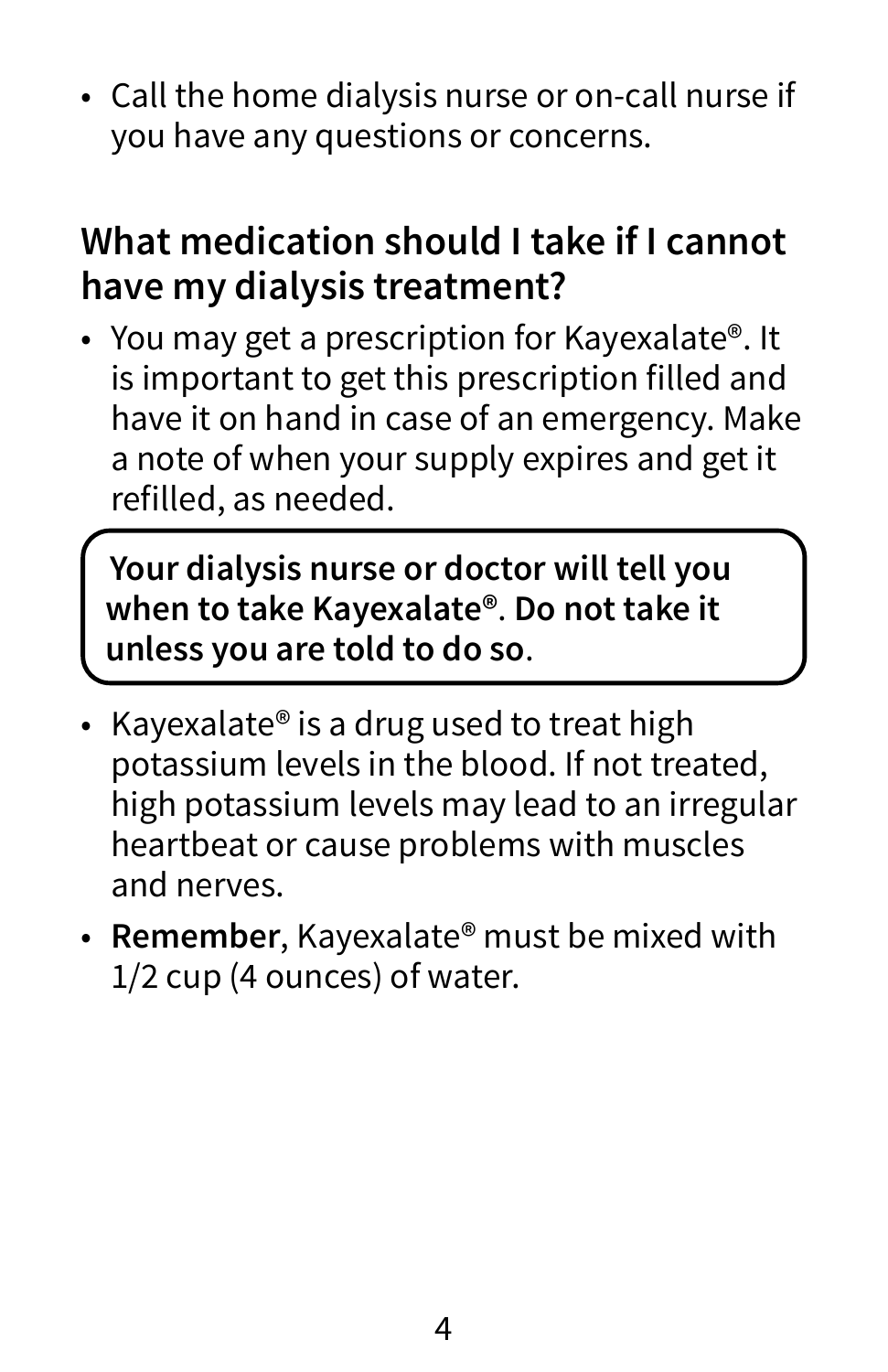- Call the home dialysis nurse or on-call nurse if you have any questions or concerns.

## What medication should I take if I cannot have my dialysis treatment?

- You may get a prescription for Kayexalate®. It is important to get this prescription filled and have it on hand in case of an emergency. Make a note of when your supply expires and get it refilled, as needed.

**Your dialysis nurse or doctor will tell you when to take Kayexalate®. Do not take it unless you are told to do so**.

- Kayexalate® is a drug used to treat high potassium levels in the blood. If not treated, high potassium levels may lead to an irregular heartbeat or cause problems with muscles and nerves.
- **Remember**, Kayexalate® must be mixed with 1/2 cup (4 ounces) of water.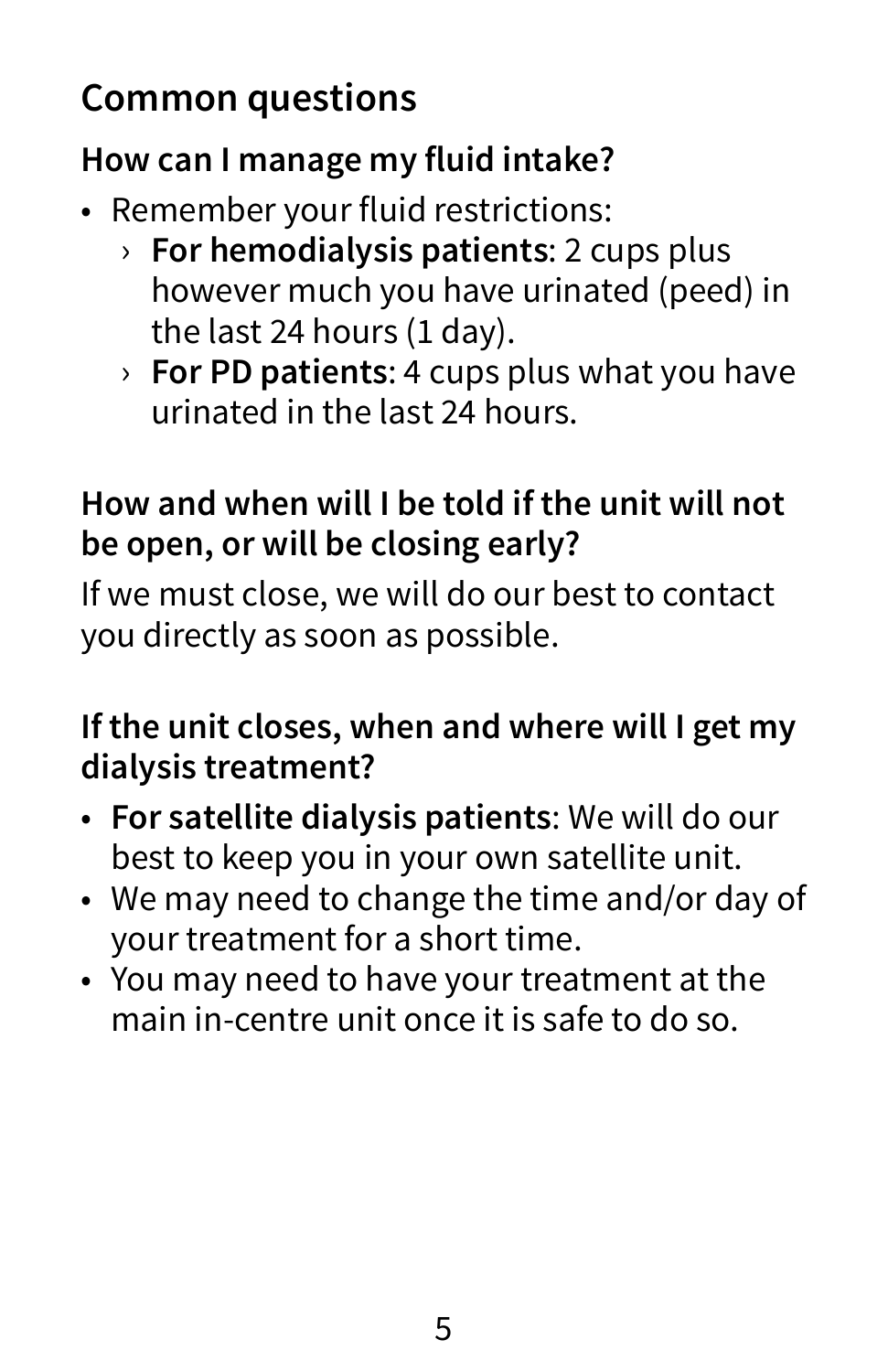## Common questions

### How can I manage my fluid intake?

- Remember your fluid restrictions:
  - **For hemodialysis patients**: 2 cups plus however much you have urinated (peed) in the last 24 hours (1 day).
  - **For PD patients**: 4 cups plus what you have urinated in the last 24 hours.

### How and when will I be told if the unit will not be open, or will be closing early?

If we must close, we will do our best to contact you directly as soon as possible.

### If the unit closes, when and where will I get my dialysis treatment?

- **For satellite dialysis patients**: We will do our best to keep you in your own satellite unit.
- We may need to change the time and/or day of your treatment for a short time.
- You may need to have your treatment at the main in-centre unit once it is safe to do so.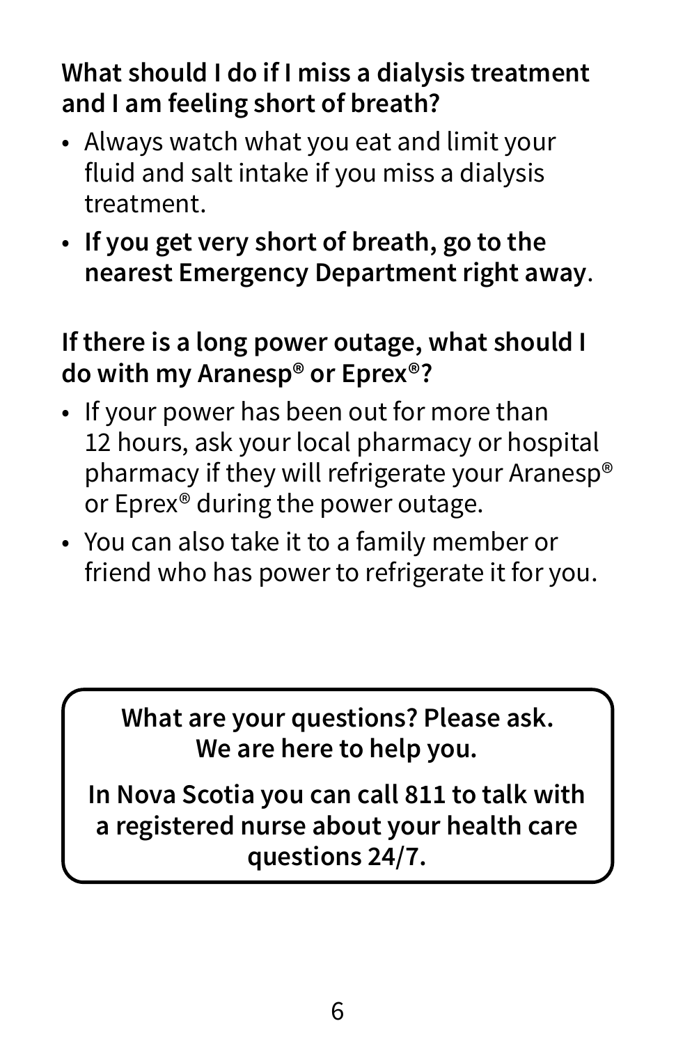### What should I do if I miss a dialysis treatment and I am feeling short of breath?

- Always watch what you eat and limit your fluid and salt intake if you miss a dialysis treatment.
- **If you get very short of breath, go to the nearest Emergency Department right away**.

### If there is a long power outage, what should I do with my Aranesp® or Eprex®?

- If your power has been out for more than 12 hours, ask your local pharmacy or hospital pharmacy if they will refrigerate your Aranesp® or Eprex® during the power outage.
- You can also take it to a family member or friend who has power to refrigerate it for you.

**What are your questions? Please ask. We are here to help you.**

**In Nova Scotia you can call 811 to talk with a registered nurse about your health care questions 24/7.**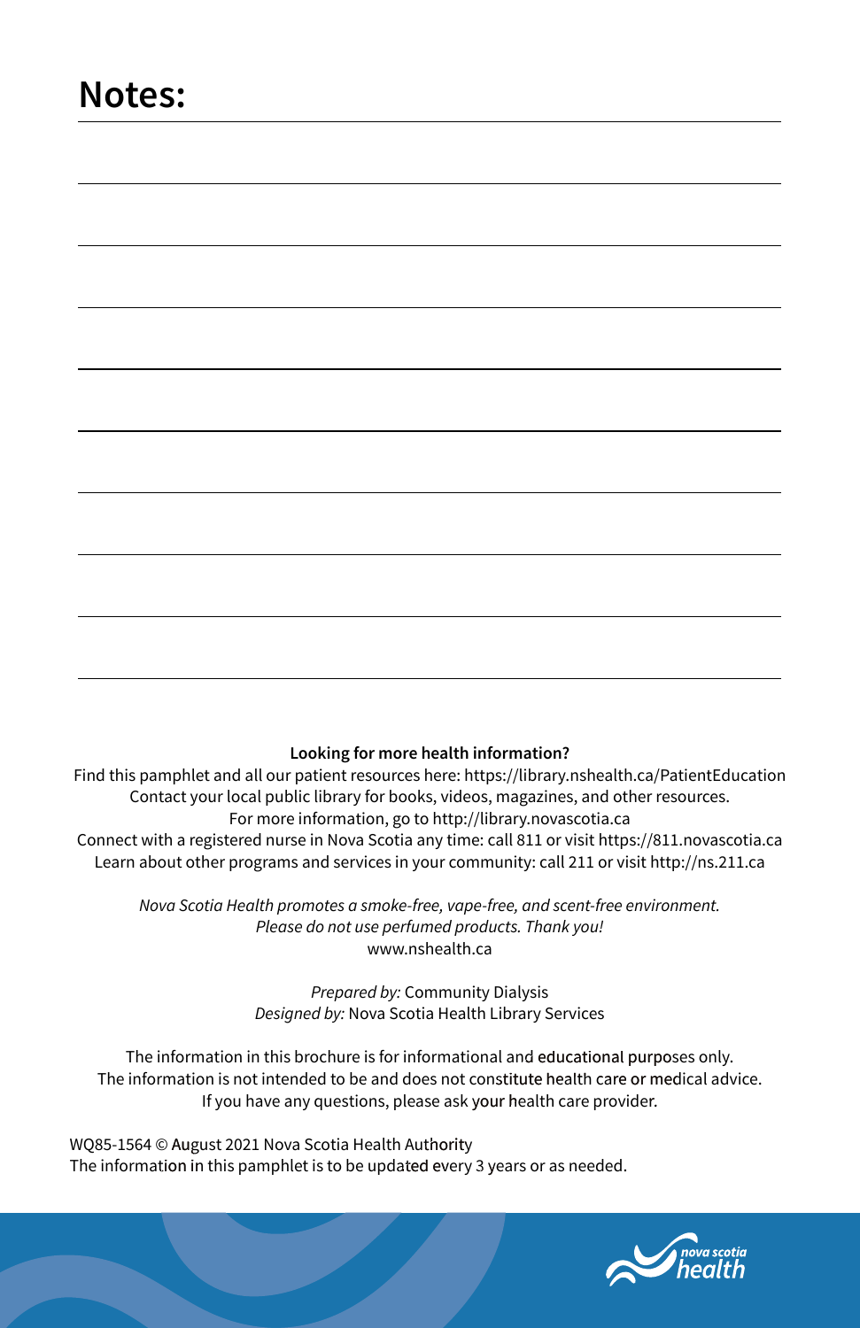# Notes:

**Looking for more health information?**

Find this pamphlet and all our patient resources here: https://library.nshealth.ca/PatientEducation
Contact your local public library for books, videos, magazines, and other resources.
For more information, go to http://library.novascotia.ca
Connect with a registered nurse in Nova Scotia any time: call 811 or visit https://811.novascotia.ca
Learn about other programs and services in your community: call 211 or visit http://ns.211.ca

*Nova Scotia Health promotes a smoke-free, vape-free, and scent-free environment.*
*Please do not use perfumed products. Thank you!*
www.nshealth.ca

*Prepared by:* Community Dialysis
*Designed by:* Nova Scotia Health Library Services

The information in this brochure is for informational and educational purposes only.
The information is not intended to be and does not constitute health care or medical advice.
If you have any questions, please ask your health care provider.

WQ85-1564 © August 2021 Nova Scotia Health Authority
The information in this pamphlet is to be updated every 3 years or as needed.

nova scotia health